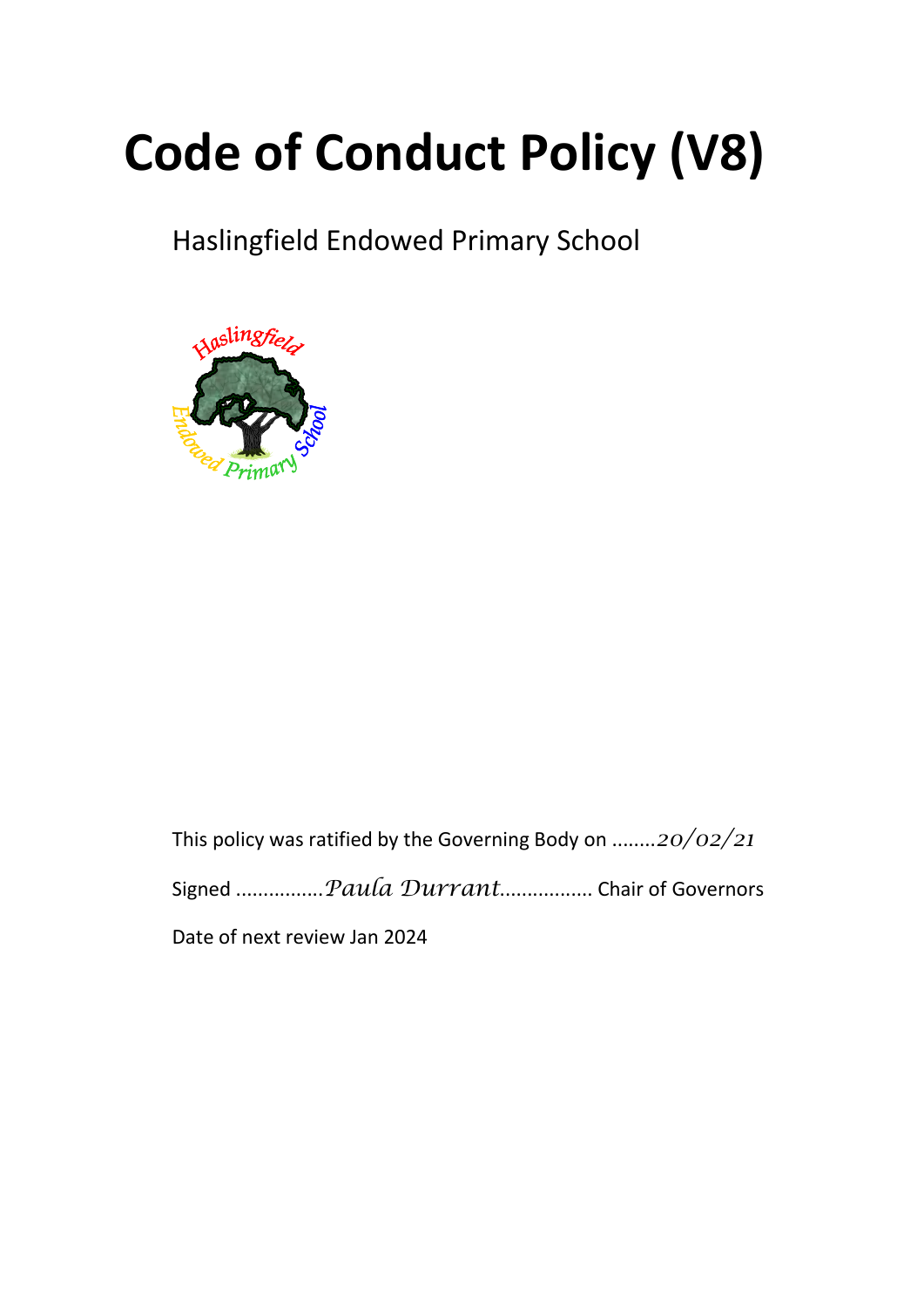# Code of Conduct Policy (V8)

Haslingfield Endowed Primary School

This policy was ratified by the Governing Body on ........*20/02/21*

Signed ................*Paula Durrant*................ Chair of Governors

Date of next review Jan 2024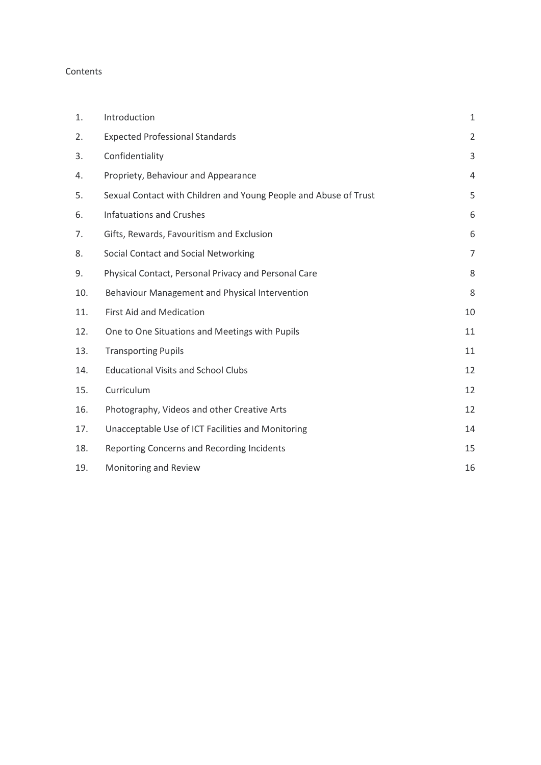Contents

| | | |
|---|---|---|
| 1. | Introduction | 1 |
| 2. | Expected Professional Standards | 2 |
| 3. | Confidentiality | 3 |
| 4. | Propriety, Behaviour and Appearance | 4 |
| 5. | Sexual Contact with Children and Young People and Abuse of Trust | 5 |
| 6. | Infatuations and Crushes | 6 |
| 7. | Gifts, Rewards, Favouritism and Exclusion | 6 |
| 8. | Social Contact and Social Networking | 7 |
| 9. | Physical Contact, Personal Privacy and Personal Care | 8 |
| 10. | Behaviour Management and Physical Intervention | 8 |
| 11. | First Aid and Medication | 10 |
| 12. | One to One Situations and Meetings with Pupils | 11 |
| 13. | Transporting Pupils | 11 |
| 14. | Educational Visits and School Clubs | 12 |
| 15. | Curriculum | 12 |
| 16. | Photography, Videos and other Creative Arts | 12 |
| 17. | Unacceptable Use of ICT Facilities and Monitoring | 14 |
| 18. | Reporting Concerns and Recording Incidents | 15 |
| 19. | Monitoring and Review | 16 |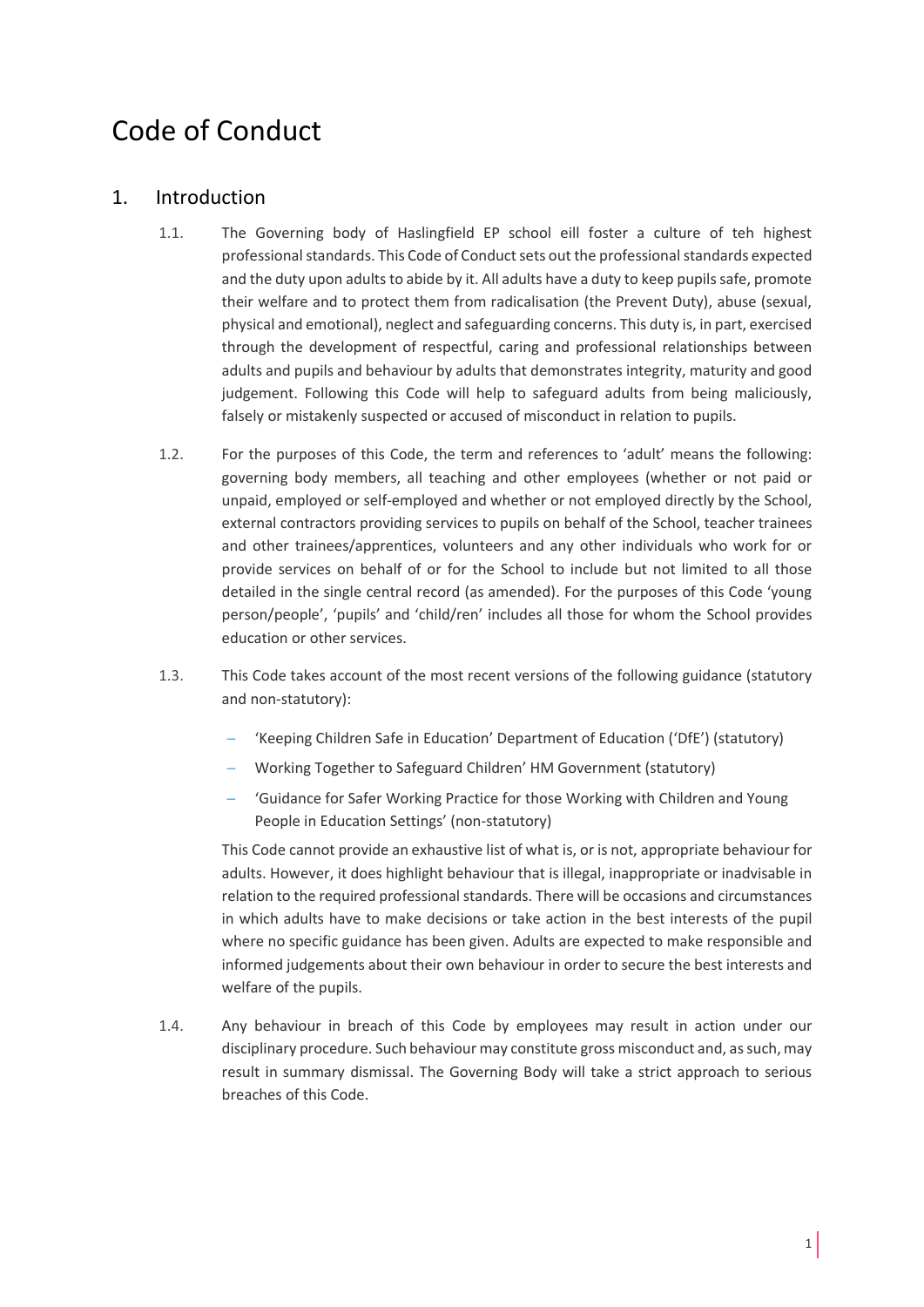# Code of Conduct

## 1. Introduction

1.1. The Governing body of Haslingfield EP school eill foster a culture of teh highest professional standards. This Code of Conduct sets out the professional standards expected and the duty upon adults to abide by it. All adults have a duty to keep pupils safe, promote their welfare and to protect them from radicalisation (the Prevent Duty), abuse (sexual, physical and emotional), neglect and safeguarding concerns. This duty is, in part, exercised through the development of respectful, caring and professional relationships between adults and pupils and behaviour by adults that demonstrates integrity, maturity and good judgement. Following this Code will help to safeguard adults from being maliciously, falsely or mistakenly suspected or accused of misconduct in relation to pupils.

1.2. For the purposes of this Code, the term and references to 'adult' means the following: governing body members, all teaching and other employees (whether or not paid or unpaid, employed or self-employed and whether or not employed directly by the School, external contractors providing services to pupils on behalf of the School, teacher trainees and other trainees/apprentices, volunteers and any other individuals who work for or provide services on behalf of or for the School to include but not limited to all those detailed in the single central record (as amended). For the purposes of this Code 'young person/people', 'pupils' and 'child/ren' includes all those for whom the School provides education or other services.

1.3. This Code takes account of the most recent versions of the following guidance (statutory and non-statutory):

- 'Keeping Children Safe in Education' Department of Education ('DfE') (statutory)
- Working Together to Safeguard Children' HM Government (statutory)
- 'Guidance for Safer Working Practice for those Working with Children and Young People in Education Settings' (non-statutory)

This Code cannot provide an exhaustive list of what is, or is not, appropriate behaviour for adults. However, it does highlight behaviour that is illegal, inappropriate or inadvisable in relation to the required professional standards. There will be occasions and circumstances in which adults have to make decisions or take action in the best interests of the pupil where no specific guidance has been given. Adults are expected to make responsible and informed judgements about their own behaviour in order to secure the best interests and welfare of the pupils.

1.4. Any behaviour in breach of this Code by employees may result in action under our disciplinary procedure. Such behaviour may constitute gross misconduct and, as such, may result in summary dismissal. The Governing Body will take a strict approach to serious breaches of this Code.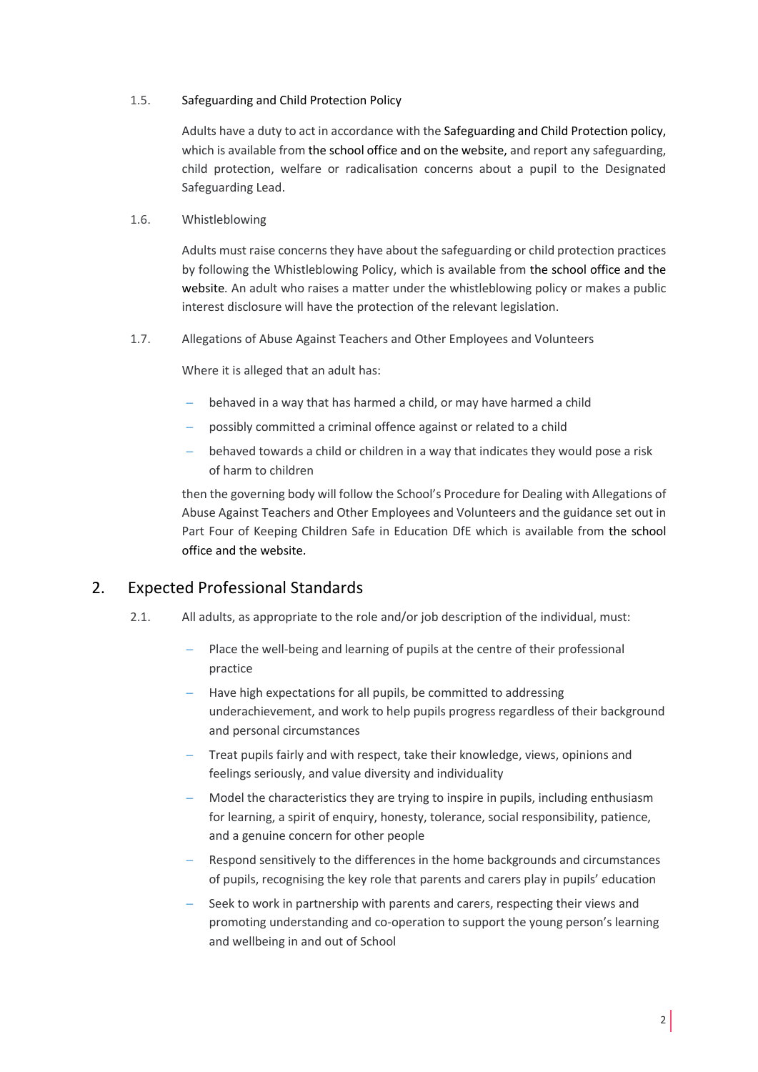### 1.5. Safeguarding and Child Protection Policy

Adults have a duty to act in accordance with the Safeguarding and Child Protection policy, which is available from the school office and on the website, and report any safeguarding, child protection, welfare or radicalisation concerns about a pupil to the Designated Safeguarding Lead.

### 1.6. Whistleblowing

Adults must raise concerns they have about the safeguarding or child protection practices by following the Whistleblowing Policy, which is available from the school office and the website. An adult who raises a matter under the whistleblowing policy or makes a public interest disclosure will have the protection of the relevant legislation.

### 1.7. Allegations of Abuse Against Teachers and Other Employees and Volunteers

Where it is alleged that an adult has:

- behaved in a way that has harmed a child, or may have harmed a child
- possibly committed a criminal offence against or related to a child
- behaved towards a child or children in a way that indicates they would pose a risk of harm to children

then the governing body will follow the School's Procedure for Dealing with Allegations of Abuse Against Teachers and Other Employees and Volunteers and the guidance set out in Part Four of Keeping Children Safe in Education DfE which is available from the school office and the website.

## 2. Expected Professional Standards

2.1. All adults, as appropriate to the role and/or job description of the individual, must:

- Place the well-being and learning of pupils at the centre of their professional practice
- Have high expectations for all pupils, be committed to addressing underachievement, and work to help pupils progress regardless of their background and personal circumstances
- Treat pupils fairly and with respect, take their knowledge, views, opinions and feelings seriously, and value diversity and individuality
- Model the characteristics they are trying to inspire in pupils, including enthusiasm for learning, a spirit of enquiry, honesty, tolerance, social responsibility, patience, and a genuine concern for other people
- Respond sensitively to the differences in the home backgrounds and circumstances of pupils, recognising the key role that parents and carers play in pupils' education
- Seek to work in partnership with parents and carers, respecting their views and promoting understanding and co-operation to support the young person's learning and wellbeing in and out of School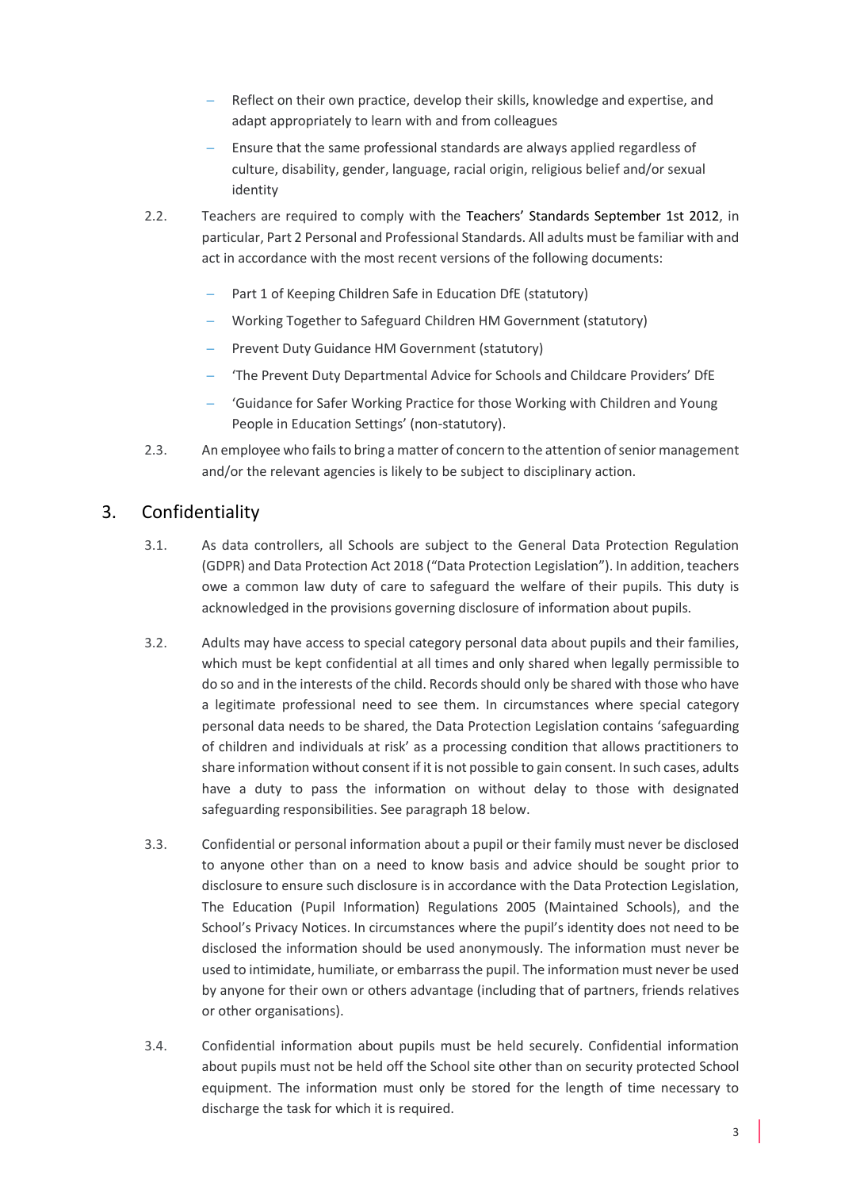- Reflect on their own practice, develop their skills, knowledge and expertise, and adapt appropriately to learn with and from colleagues
- Ensure that the same professional standards are always applied regardless of culture, disability, gender, language, racial origin, religious belief and/or sexual identity

2.2. Teachers are required to comply with the Teachers' Standards September 1st 2012, in particular, Part 2 Personal and Professional Standards. All adults must be familiar with and act in accordance with the most recent versions of the following documents:

- Part 1 of Keeping Children Safe in Education DfE (statutory)
- Working Together to Safeguard Children HM Government (statutory)
- Prevent Duty Guidance HM Government (statutory)
- 'The Prevent Duty Departmental Advice for Schools and Childcare Providers' DfE
- 'Guidance for Safer Working Practice for those Working with Children and Young People in Education Settings' (non-statutory).

2.3. An employee who fails to bring a matter of concern to the attention of senior management and/or the relevant agencies is likely to be subject to disciplinary action.

## 3. Confidentiality

3.1. As data controllers, all Schools are subject to the General Data Protection Regulation (GDPR) and Data Protection Act 2018 ("Data Protection Legislation"). In addition, teachers owe a common law duty of care to safeguard the welfare of their pupils. This duty is acknowledged in the provisions governing disclosure of information about pupils.

3.2. Adults may have access to special category personal data about pupils and their families, which must be kept confidential at all times and only shared when legally permissible to do so and in the interests of the child. Records should only be shared with those who have a legitimate professional need to see them. In circumstances where special category personal data needs to be shared, the Data Protection Legislation contains 'safeguarding of children and individuals at risk' as a processing condition that allows practitioners to share information without consent if it is not possible to gain consent. In such cases, adults have a duty to pass the information on without delay to those with designated safeguarding responsibilities. See paragraph 18 below.

3.3. Confidential or personal information about a pupil or their family must never be disclosed to anyone other than on a need to know basis and advice should be sought prior to disclosure to ensure such disclosure is in accordance with the Data Protection Legislation, The Education (Pupil Information) Regulations 2005 (Maintained Schools), and the School's Privacy Notices. In circumstances where the pupil's identity does not need to be disclosed the information should be used anonymously. The information must never be used to intimidate, humiliate, or embarrass the pupil. The information must never be used by anyone for their own or others advantage (including that of partners, friends relatives or other organisations).

3.4. Confidential information about pupils must be held securely. Confidential information about pupils must not be held off the School site other than on security protected School equipment. The information must only be stored for the length of time necessary to discharge the task for which it is required.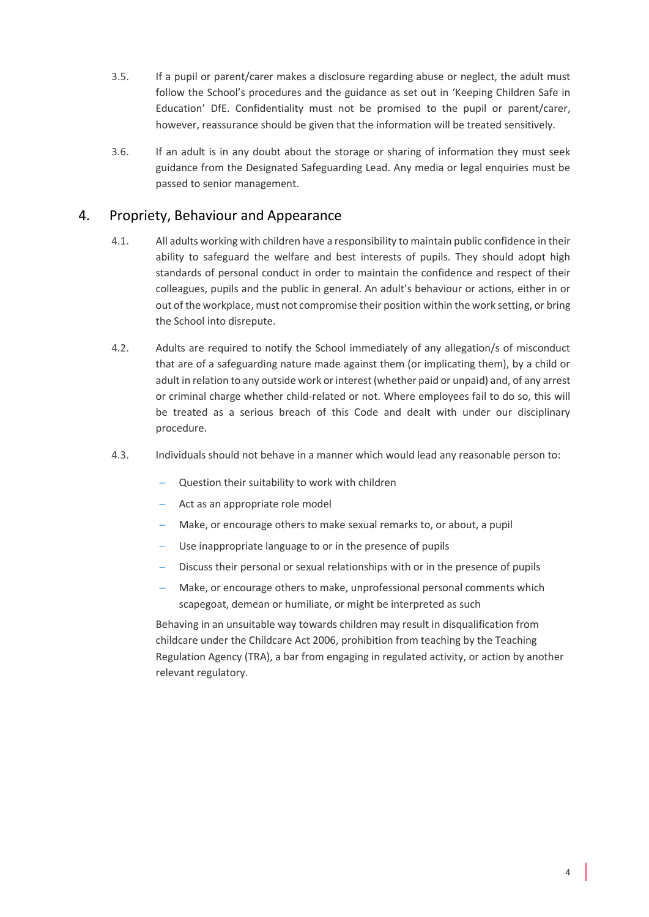3.5. If a pupil or parent/carer makes a disclosure regarding abuse or neglect, the adult must follow the School's procedures and the guidance as set out in 'Keeping Children Safe in Education' DfE. Confidentiality must not be promised to the pupil or parent/carer, however, reassurance should be given that the information will be treated sensitively.

3.6. If an adult is in any doubt about the storage or sharing of information they must seek guidance from the Designated Safeguarding Lead. Any media or legal enquiries must be passed to senior management.

## 4. Propriety, Behaviour and Appearance

4.1. All adults working with children have a responsibility to maintain public confidence in their ability to safeguard the welfare and best interests of pupils. They should adopt high standards of personal conduct in order to maintain the confidence and respect of their colleagues, pupils and the public in general. An adult's behaviour or actions, either in or out of the workplace, must not compromise their position within the work setting, or bring the School into disrepute.

4.2. Adults are required to notify the School immediately of any allegation/s of misconduct that are of a safeguarding nature made against them (or implicating them), by a child or adult in relation to any outside work or interest (whether paid or unpaid) and, of any arrest or criminal charge whether child-related or not. Where employees fail to do so, this will be treated as a serious breach of this Code and dealt with under our disciplinary procedure.

4.3. Individuals should not behave in a manner which would lead any reasonable person to:

- Question their suitability to work with children
- Act as an appropriate role model
- Make, or encourage others to make sexual remarks to, or about, a pupil
- Use inappropriate language to or in the presence of pupils
- Discuss their personal or sexual relationships with or in the presence of pupils
- Make, or encourage others to make, unprofessional personal comments which scapegoat, demean or humiliate, or might be interpreted as such

Behaving in an unsuitable way towards children may result in disqualification from childcare under the Childcare Act 2006, prohibition from teaching by the Teaching Regulation Agency (TRA), a bar from engaging in regulated activity, or action by another relevant regulatory.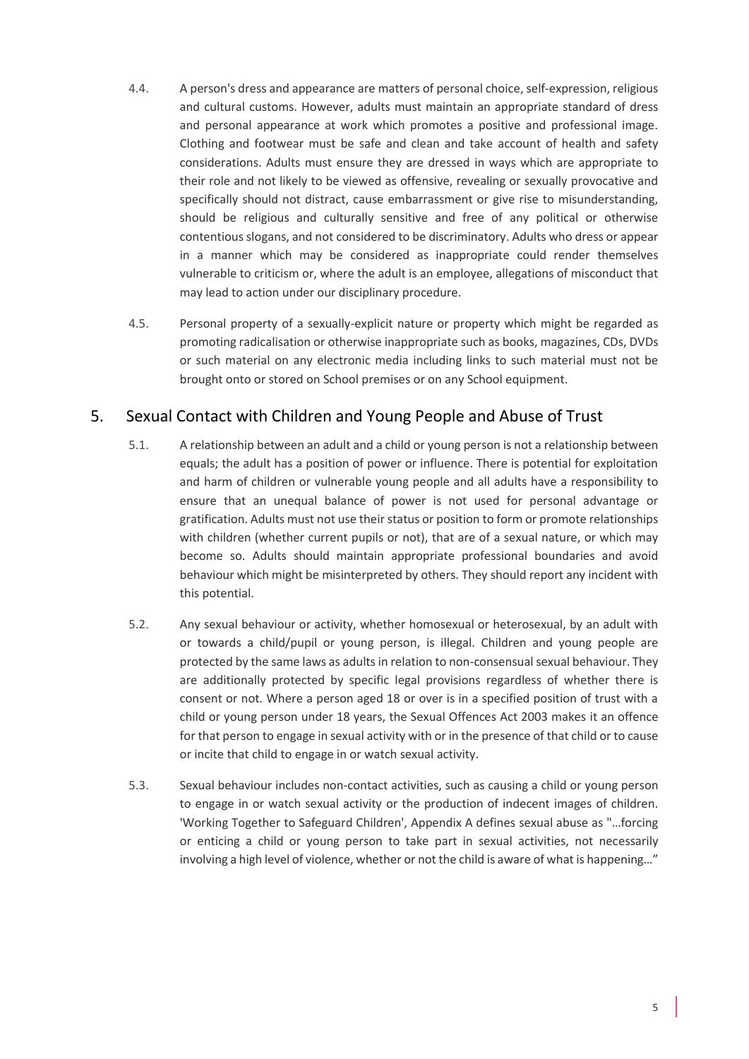4.4. A person's dress and appearance are matters of personal choice, self-expression, religious and cultural customs. However, adults must maintain an appropriate standard of dress and personal appearance at work which promotes a positive and professional image. Clothing and footwear must be safe and clean and take account of health and safety considerations. Adults must ensure they are dressed in ways which are appropriate to their role and not likely to be viewed as offensive, revealing or sexually provocative and specifically should not distract, cause embarrassment or give rise to misunderstanding, should be religious and culturally sensitive and free of any political or otherwise contentious slogans, and not considered to be discriminatory. Adults who dress or appear in a manner which may be considered as inappropriate could render themselves vulnerable to criticism or, where the adult is an employee, allegations of misconduct that may lead to action under our disciplinary procedure.

4.5. Personal property of a sexually-explicit nature or property which might be regarded as promoting radicalisation or otherwise inappropriate such as books, magazines, CDs, DVDs or such material on any electronic media including links to such material must not be brought onto or stored on School premises or on any School equipment.

## 5. Sexual Contact with Children and Young People and Abuse of Trust

5.1. A relationship between an adult and a child or young person is not a relationship between equals; the adult has a position of power or influence. There is potential for exploitation and harm of children or vulnerable young people and all adults have a responsibility to ensure that an unequal balance of power is not used for personal advantage or gratification. Adults must not use their status or position to form or promote relationships with children (whether current pupils or not), that are of a sexual nature, or which may become so. Adults should maintain appropriate professional boundaries and avoid behaviour which might be misinterpreted by others. They should report any incident with this potential.

5.2. Any sexual behaviour or activity, whether homosexual or heterosexual, by an adult with or towards a child/pupil or young person, is illegal. Children and young people are protected by the same laws as adults in relation to non-consensual sexual behaviour. They are additionally protected by specific legal provisions regardless of whether there is consent or not. Where a person aged 18 or over is in a specified position of trust with a child or young person under 18 years, the Sexual Offences Act 2003 makes it an offence for that person to engage in sexual activity with or in the presence of that child or to cause or incite that child to engage in or watch sexual activity.

5.3. Sexual behaviour includes non-contact activities, such as causing a child or young person to engage in or watch sexual activity or the production of indecent images of children. 'Working Together to Safeguard Children', Appendix A defines sexual abuse as "…forcing or enticing a child or young person to take part in sexual activities, not necessarily involving a high level of violence, whether or not the child is aware of what is happening…"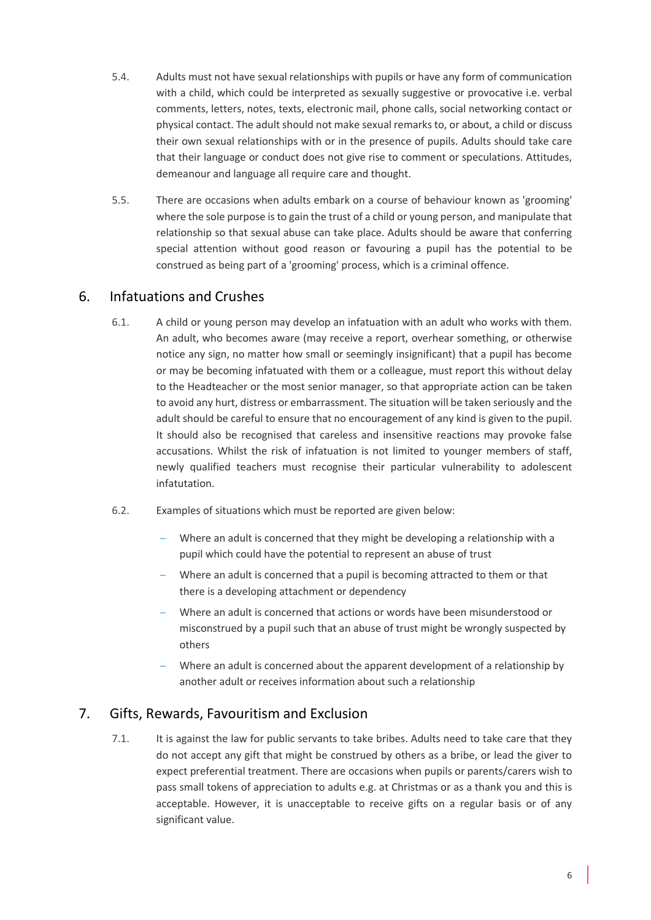5.4. Adults must not have sexual relationships with pupils or have any form of communication with a child, which could be interpreted as sexually suggestive or provocative i.e. verbal comments, letters, notes, texts, electronic mail, phone calls, social networking contact or physical contact. The adult should not make sexual remarks to, or about, a child or discuss their own sexual relationships with or in the presence of pupils. Adults should take care that their language or conduct does not give rise to comment or speculations. Attitudes, demeanour and language all require care and thought.

5.5. There are occasions when adults embark on a course of behaviour known as 'grooming' where the sole purpose is to gain the trust of a child or young person, and manipulate that relationship so that sexual abuse can take place. Adults should be aware that conferring special attention without good reason or favouring a pupil has the potential to be construed as being part of a 'grooming' process, which is a criminal offence.

## 6. Infatuations and Crushes

6.1. A child or young person may develop an infatuation with an adult who works with them. An adult, who becomes aware (may receive a report, overhear something, or otherwise notice any sign, no matter how small or seemingly insignificant) that a pupil has become or may be becoming infatuated with them or a colleague, must report this without delay to the Headteacher or the most senior manager, so that appropriate action can be taken to avoid any hurt, distress or embarrassment. The situation will be taken seriously and the adult should be careful to ensure that no encouragement of any kind is given to the pupil. It should also be recognised that careless and insensitive reactions may provoke false accusations. Whilst the risk of infatuation is not limited to younger members of staff, newly qualified teachers must recognise their particular vulnerability to adolescent infatutation.

6.2. Examples of situations which must be reported are given below:

- Where an adult is concerned that they might be developing a relationship with a pupil which could have the potential to represent an abuse of trust
- Where an adult is concerned that a pupil is becoming attracted to them or that there is a developing attachment or dependency
- Where an adult is concerned that actions or words have been misunderstood or misconstrued by a pupil such that an abuse of trust might be wrongly suspected by others
- Where an adult is concerned about the apparent development of a relationship by another adult or receives information about such a relationship

## 7. Gifts, Rewards, Favouritism and Exclusion

7.1. It is against the law for public servants to take bribes. Adults need to take care that they do not accept any gift that might be construed by others as a bribe, or lead the giver to expect preferential treatment. There are occasions when pupils or parents/carers wish to pass small tokens of appreciation to adults e.g. at Christmas or as a thank you and this is acceptable. However, it is unacceptable to receive gifts on a regular basis or of any significant value.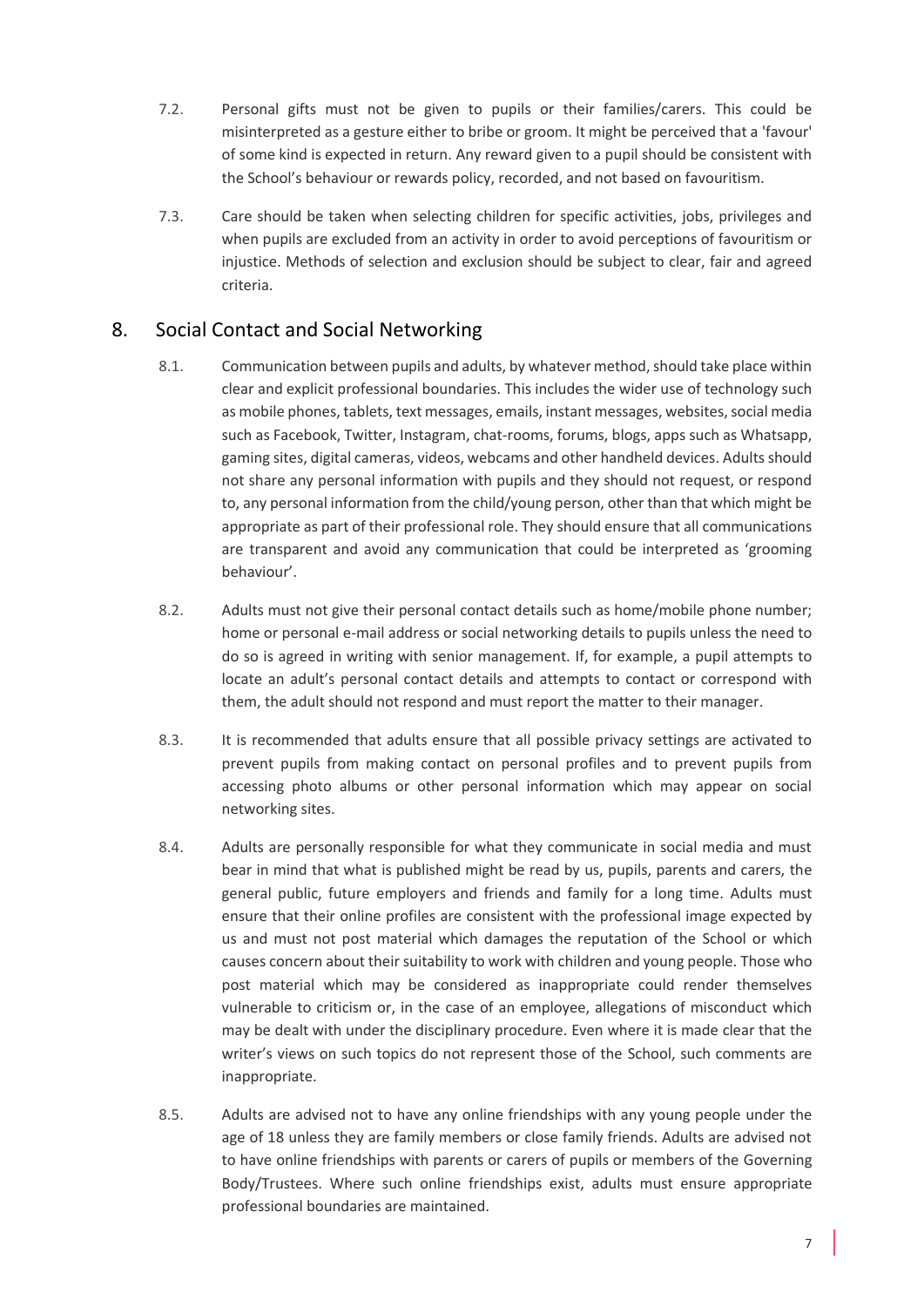7.2. Personal gifts must not be given to pupils or their families/carers. This could be misinterpreted as a gesture either to bribe or groom. It might be perceived that a 'favour' of some kind is expected in return. Any reward given to a pupil should be consistent with the School's behaviour or rewards policy, recorded, and not based on favouritism.

7.3. Care should be taken when selecting children for specific activities, jobs, privileges and when pupils are excluded from an activity in order to avoid perceptions of favouritism or injustice. Methods of selection and exclusion should be subject to clear, fair and agreed criteria.

## 8. Social Contact and Social Networking

8.1. Communication between pupils and adults, by whatever method, should take place within clear and explicit professional boundaries. This includes the wider use of technology such as mobile phones, tablets, text messages, emails, instant messages, websites, social media such as Facebook, Twitter, Instagram, chat-rooms, forums, blogs, apps such as Whatsapp, gaming sites, digital cameras, videos, webcams and other handheld devices. Adults should not share any personal information with pupils and they should not request, or respond to, any personal information from the child/young person, other than that which might be appropriate as part of their professional role. They should ensure that all communications are transparent and avoid any communication that could be interpreted as 'grooming behaviour'.

8.2. Adults must not give their personal contact details such as home/mobile phone number; home or personal e-mail address or social networking details to pupils unless the need to do so is agreed in writing with senior management. If, for example, a pupil attempts to locate an adult's personal contact details and attempts to contact or correspond with them, the adult should not respond and must report the matter to their manager.

8.3. It is recommended that adults ensure that all possible privacy settings are activated to prevent pupils from making contact on personal profiles and to prevent pupils from accessing photo albums or other personal information which may appear on social networking sites.

8.4. Adults are personally responsible for what they communicate in social media and must bear in mind that what is published might be read by us, pupils, parents and carers, the general public, future employers and friends and family for a long time. Adults must ensure that their online profiles are consistent with the professional image expected by us and must not post material which damages the reputation of the School or which causes concern about their suitability to work with children and young people. Those who post material which may be considered as inappropriate could render themselves vulnerable to criticism or, in the case of an employee, allegations of misconduct which may be dealt with under the disciplinary procedure. Even where it is made clear that the writer's views on such topics do not represent those of the School, such comments are inappropriate.

8.5. Adults are advised not to have any online friendships with any young people under the age of 18 unless they are family members or close family friends. Adults are advised not to have online friendships with parents or carers of pupils or members of the Governing Body/Trustees. Where such online friendships exist, adults must ensure appropriate professional boundaries are maintained.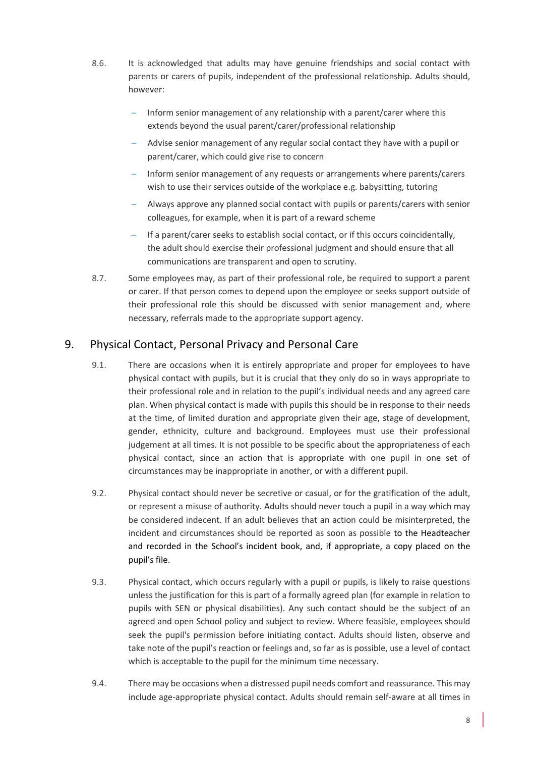8.6. It is acknowledged that adults may have genuine friendships and social contact with parents or carers of pupils, independent of the professional relationship. Adults should, however:

- Inform senior management of any relationship with a parent/carer where this extends beyond the usual parent/carer/professional relationship
- Advise senior management of any regular social contact they have with a pupil or parent/carer, which could give rise to concern
- Inform senior management of any requests or arrangements where parents/carers wish to use their services outside of the workplace e.g. babysitting, tutoring
- Always approve any planned social contact with pupils or parents/carers with senior colleagues, for example, when it is part of a reward scheme
- If a parent/carer seeks to establish social contact, or if this occurs coincidentally, the adult should exercise their professional judgment and should ensure that all communications are transparent and open to scrutiny.

8.7. Some employees may, as part of their professional role, be required to support a parent or carer. If that person comes to depend upon the employee or seeks support outside of their professional role this should be discussed with senior management and, where necessary, referrals made to the appropriate support agency.

## 9. Physical Contact, Personal Privacy and Personal Care

9.1. There are occasions when it is entirely appropriate and proper for employees to have physical contact with pupils, but it is crucial that they only do so in ways appropriate to their professional role and in relation to the pupil's individual needs and any agreed care plan. When physical contact is made with pupils this should be in response to their needs at the time, of limited duration and appropriate given their age, stage of development, gender, ethnicity, culture and background. Employees must use their professional judgement at all times. It is not possible to be specific about the appropriateness of each physical contact, since an action that is appropriate with one pupil in one set of circumstances may be inappropriate in another, or with a different pupil.

9.2. Physical contact should never be secretive or casual, or for the gratification of the adult, or represent a misuse of authority. Adults should never touch a pupil in a way which may be considered indecent. If an adult believes that an action could be misinterpreted, the incident and circumstances should be reported as soon as possible to the Headteacher and recorded in the School's incident book, and, if appropriate, a copy placed on the pupil's file.

9.3. Physical contact, which occurs regularly with a pupil or pupils, is likely to raise questions unless the justification for this is part of a formally agreed plan (for example in relation to pupils with SEN or physical disabilities). Any such contact should be the subject of an agreed and open School policy and subject to review. Where feasible, employees should seek the pupil's permission before initiating contact. Adults should listen, observe and take note of the pupil's reaction or feelings and, so far as is possible, use a level of contact which is acceptable to the pupil for the minimum time necessary.

9.4. There may be occasions when a distressed pupil needs comfort and reassurance. This may include age-appropriate physical contact. Adults should remain self-aware at all times in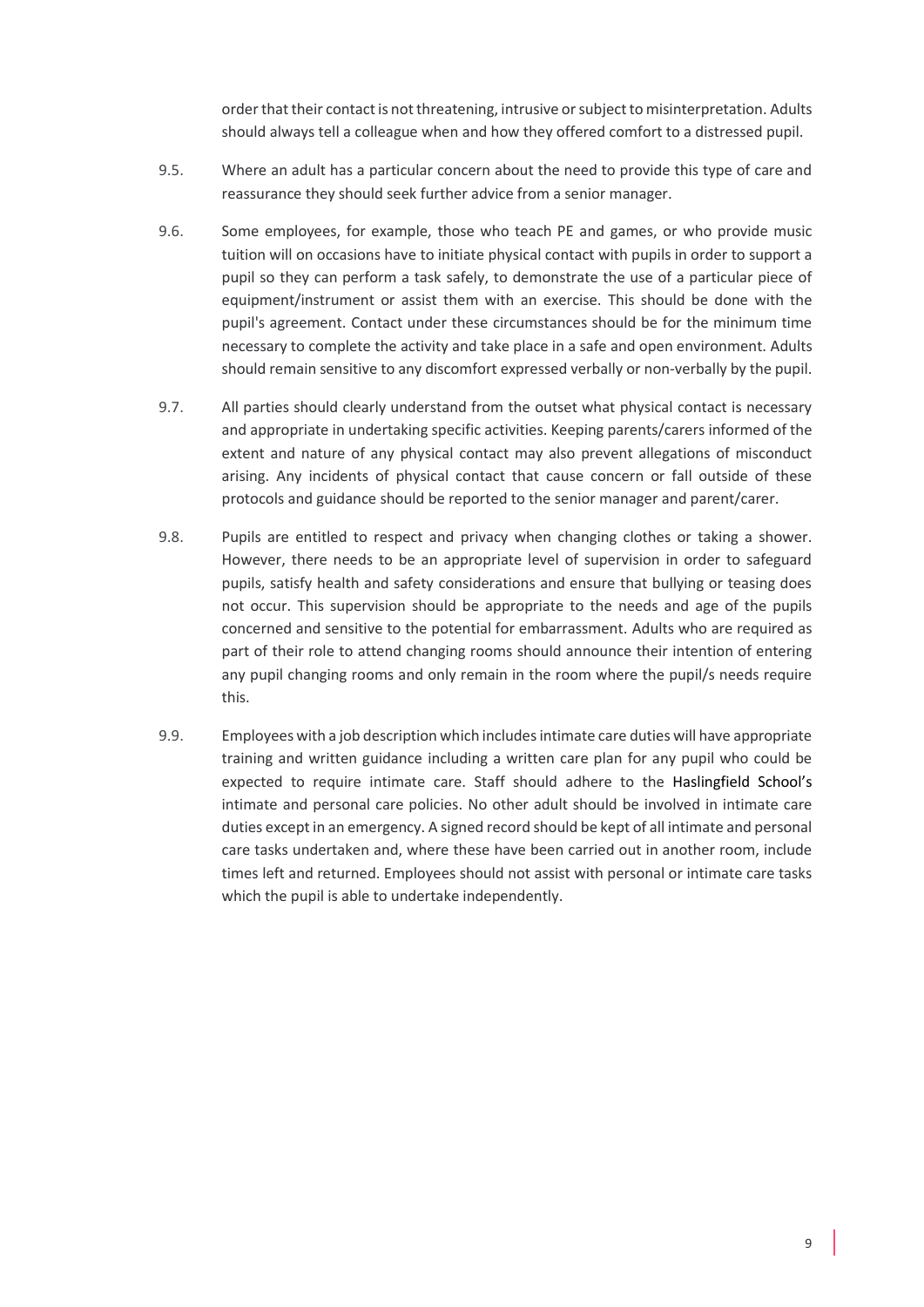order that their contact is not threatening, intrusive or subject to misinterpretation. Adults should always tell a colleague when and how they offered comfort to a distressed pupil.

9.5. Where an adult has a particular concern about the need to provide this type of care and reassurance they should seek further advice from a senior manager.

9.6. Some employees, for example, those who teach PE and games, or who provide music tuition will on occasions have to initiate physical contact with pupils in order to support a pupil so they can perform a task safely, to demonstrate the use of a particular piece of equipment/instrument or assist them with an exercise. This should be done with the pupil's agreement. Contact under these circumstances should be for the minimum time necessary to complete the activity and take place in a safe and open environment. Adults should remain sensitive to any discomfort expressed verbally or non-verbally by the pupil.

9.7. All parties should clearly understand from the outset what physical contact is necessary and appropriate in undertaking specific activities. Keeping parents/carers informed of the extent and nature of any physical contact may also prevent allegations of misconduct arising. Any incidents of physical contact that cause concern or fall outside of these protocols and guidance should be reported to the senior manager and parent/carer.

9.8. Pupils are entitled to respect and privacy when changing clothes or taking a shower. However, there needs to be an appropriate level of supervision in order to safeguard pupils, satisfy health and safety considerations and ensure that bullying or teasing does not occur. This supervision should be appropriate to the needs and age of the pupils concerned and sensitive to the potential for embarrassment. Adults who are required as part of their role to attend changing rooms should announce their intention of entering any pupil changing rooms and only remain in the room where the pupil/s needs require this.

9.9. Employees with a job description which includes intimate care duties will have appropriate training and written guidance including a written care plan for any pupil who could be expected to require intimate care. Staff should adhere to the Haslingfield School's intimate and personal care policies. No other adult should be involved in intimate care duties except in an emergency. A signed record should be kept of all intimate and personal care tasks undertaken and, where these have been carried out in another room, include times left and returned. Employees should not assist with personal or intimate care tasks which the pupil is able to undertake independently.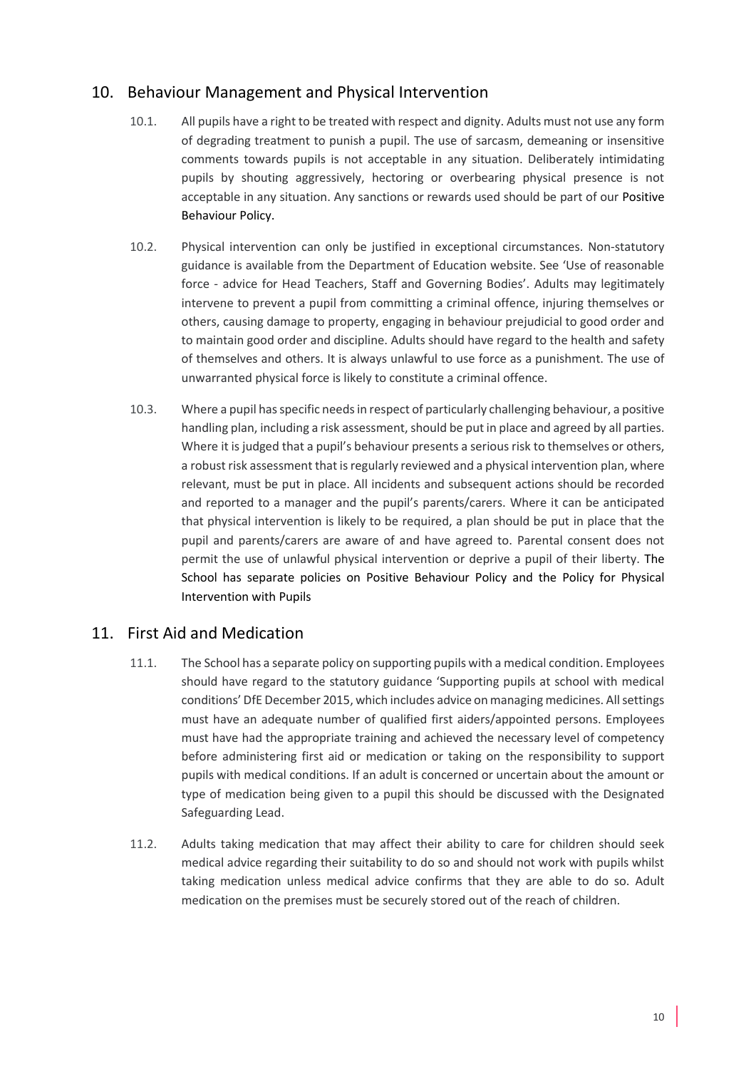## 10. Behaviour Management and Physical Intervention

10.1. All pupils have a right to be treated with respect and dignity. Adults must not use any form of degrading treatment to punish a pupil. The use of sarcasm, demeaning or insensitive comments towards pupils is not acceptable in any situation. Deliberately intimidating pupils by shouting aggressively, hectoring or overbearing physical presence is not acceptable in any situation. Any sanctions or rewards used should be part of our Positive Behaviour Policy.

10.2. Physical intervention can only be justified in exceptional circumstances. Non-statutory guidance is available from the Department of Education website. See 'Use of reasonable force - advice for Head Teachers, Staff and Governing Bodies'. Adults may legitimately intervene to prevent a pupil from committing a criminal offence, injuring themselves or others, causing damage to property, engaging in behaviour prejudicial to good order and to maintain good order and discipline. Adults should have regard to the health and safety of themselves and others. It is always unlawful to use force as a punishment. The use of unwarranted physical force is likely to constitute a criminal offence.

10.3. Where a pupil has specific needs in respect of particularly challenging behaviour, a positive handling plan, including a risk assessment, should be put in place and agreed by all parties. Where it is judged that a pupil's behaviour presents a serious risk to themselves or others, a robust risk assessment that is regularly reviewed and a physical intervention plan, where relevant, must be put in place. All incidents and subsequent actions should be recorded and reported to a manager and the pupil's parents/carers. Where it can be anticipated that physical intervention is likely to be required, a plan should be put in place that the pupil and parents/carers are aware of and have agreed to. Parental consent does not permit the use of unlawful physical intervention or deprive a pupil of their liberty. The School has separate policies on Positive Behaviour Policy and the Policy for Physical Intervention with Pupils

## 11. First Aid and Medication

11.1. The School has a separate policy on supporting pupils with a medical condition. Employees should have regard to the statutory guidance 'Supporting pupils at school with medical conditions' DfE December 2015, which includes advice on managing medicines. All settings must have an adequate number of qualified first aiders/appointed persons. Employees must have had the appropriate training and achieved the necessary level of competency before administering first aid or medication or taking on the responsibility to support pupils with medical conditions. If an adult is concerned or uncertain about the amount or type of medication being given to a pupil this should be discussed with the Designated Safeguarding Lead.

11.2. Adults taking medication that may affect their ability to care for children should seek medical advice regarding their suitability to do so and should not work with pupils whilst taking medication unless medical advice confirms that they are able to do so. Adult medication on the premises must be securely stored out of the reach of children.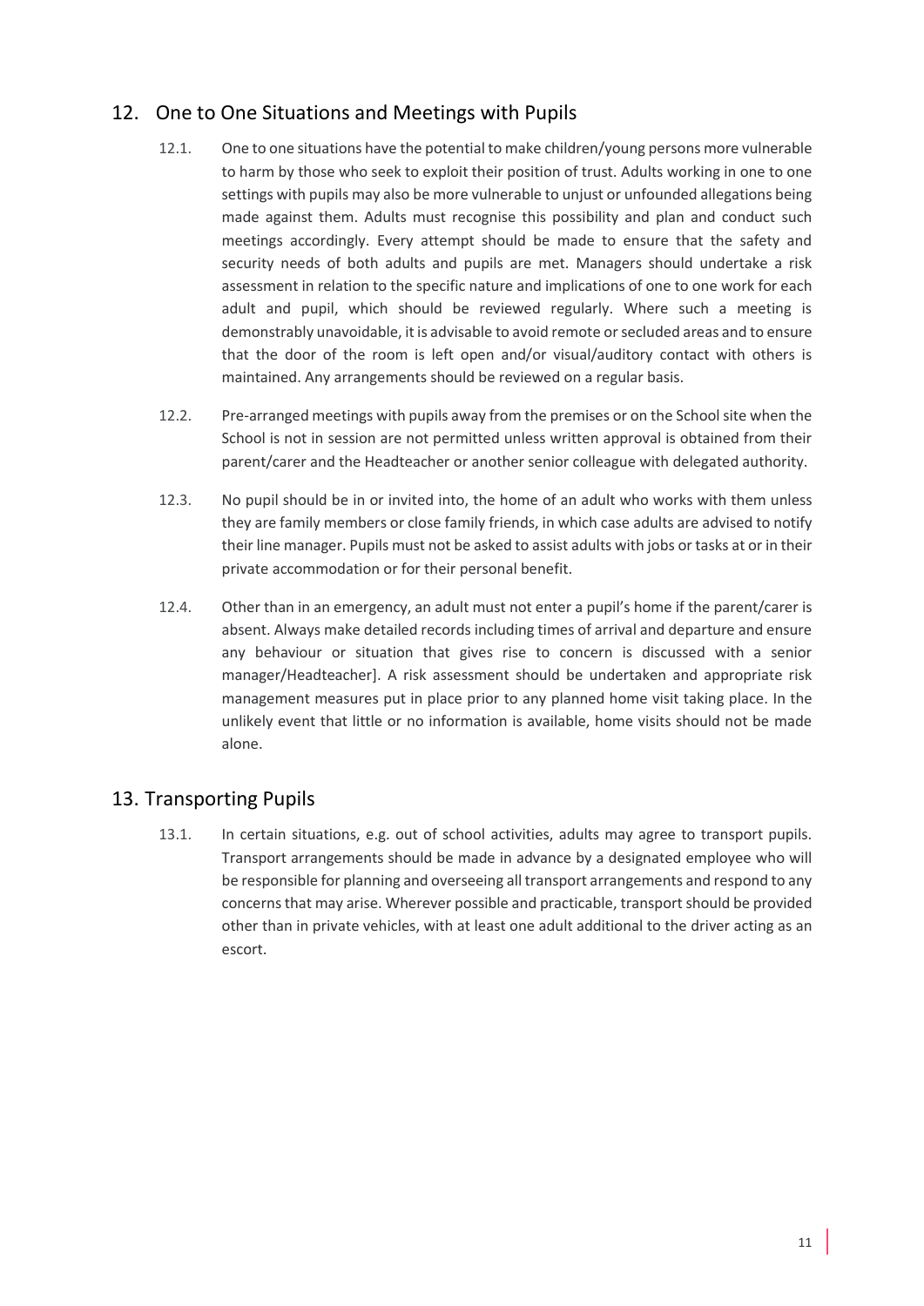## 12. One to One Situations and Meetings with Pupils

12.1. One to one situations have the potential to make children/young persons more vulnerable to harm by those who seek to exploit their position of trust. Adults working in one to one settings with pupils may also be more vulnerable to unjust or unfounded allegations being made against them. Adults must recognise this possibility and plan and conduct such meetings accordingly. Every attempt should be made to ensure that the safety and security needs of both adults and pupils are met. Managers should undertake a risk assessment in relation to the specific nature and implications of one to one work for each adult and pupil, which should be reviewed regularly. Where such a meeting is demonstrably unavoidable, it is advisable to avoid remote or secluded areas and to ensure that the door of the room is left open and/or visual/auditory contact with others is maintained. Any arrangements should be reviewed on a regular basis.

12.2. Pre-arranged meetings with pupils away from the premises or on the School site when the School is not in session are not permitted unless written approval is obtained from their parent/carer and the Headteacher or another senior colleague with delegated authority.

12.3. No pupil should be in or invited into, the home of an adult who works with them unless they are family members or close family friends, in which case adults are advised to notify their line manager. Pupils must not be asked to assist adults with jobs or tasks at or in their private accommodation or for their personal benefit.

12.4. Other than in an emergency, an adult must not enter a pupil's home if the parent/carer is absent. Always make detailed records including times of arrival and departure and ensure any behaviour or situation that gives rise to concern is discussed with a senior manager/Headteacher]. A risk assessment should be undertaken and appropriate risk management measures put in place prior to any planned home visit taking place. In the unlikely event that little or no information is available, home visits should not be made alone.

## 13. Transporting Pupils

13.1. In certain situations, e.g. out of school activities, adults may agree to transport pupils. Transport arrangements should be made in advance by a designated employee who will be responsible for planning and overseeing all transport arrangements and respond to any concerns that may arise. Wherever possible and practicable, transport should be provided other than in private vehicles, with at least one adult additional to the driver acting as an escort.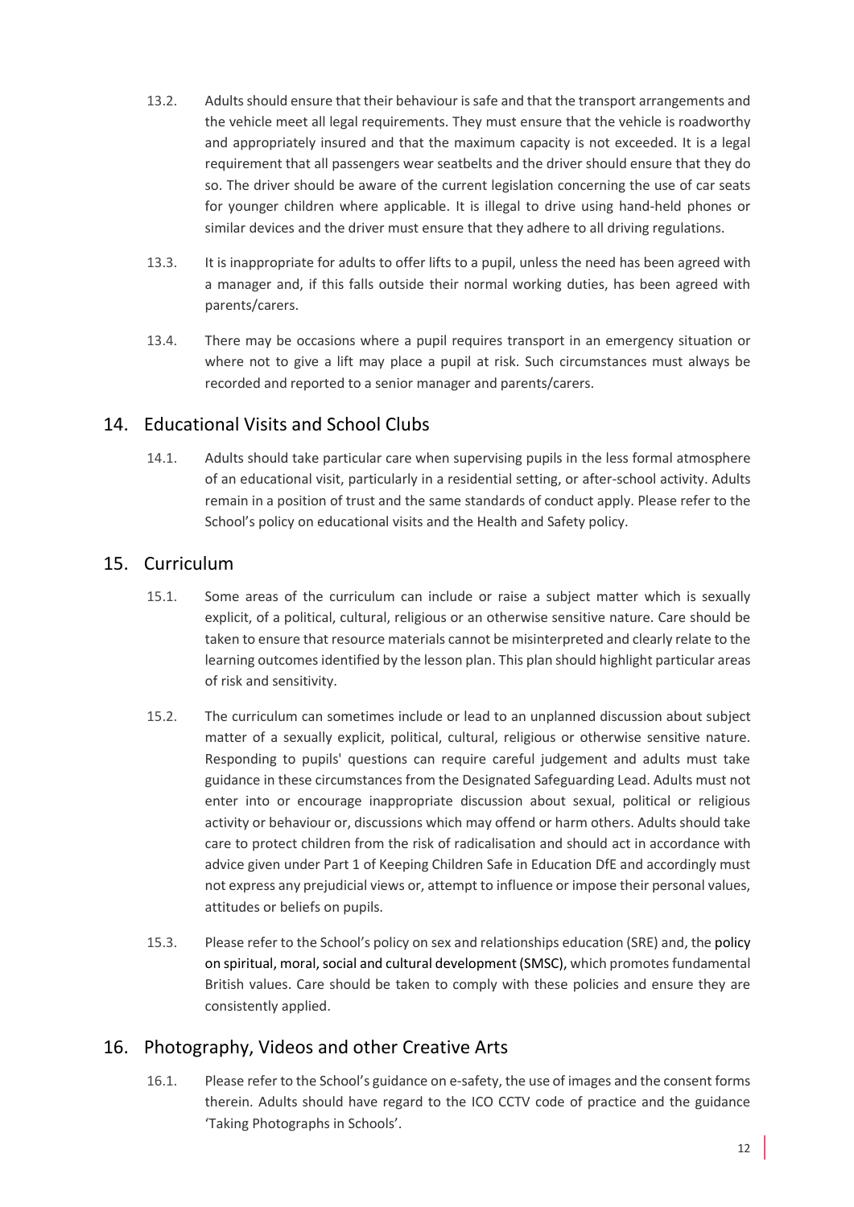13.2. Adults should ensure that their behaviour is safe and that the transport arrangements and the vehicle meet all legal requirements. They must ensure that the vehicle is roadworthy and appropriately insured and that the maximum capacity is not exceeded. It is a legal requirement that all passengers wear seatbelts and the driver should ensure that they do so. The driver should be aware of the current legislation concerning the use of car seats for younger children where applicable. It is illegal to drive using hand-held phones or similar devices and the driver must ensure that they adhere to all driving regulations.

13.3. It is inappropriate for adults to offer lifts to a pupil, unless the need has been agreed with a manager and, if this falls outside their normal working duties, has been agreed with parents/carers.

13.4. There may be occasions where a pupil requires transport in an emergency situation or where not to give a lift may place a pupil at risk. Such circumstances must always be recorded and reported to a senior manager and parents/carers.

## 14. Educational Visits and School Clubs

14.1. Adults should take particular care when supervising pupils in the less formal atmosphere of an educational visit, particularly in a residential setting, or after-school activity. Adults remain in a position of trust and the same standards of conduct apply. Please refer to the School's policy on educational visits and the Health and Safety policy.

## 15. Curriculum

15.1. Some areas of the curriculum can include or raise a subject matter which is sexually explicit, of a political, cultural, religious or an otherwise sensitive nature. Care should be taken to ensure that resource materials cannot be misinterpreted and clearly relate to the learning outcomes identified by the lesson plan. This plan should highlight particular areas of risk and sensitivity.

15.2. The curriculum can sometimes include or lead to an unplanned discussion about subject matter of a sexually explicit, political, cultural, religious or otherwise sensitive nature. Responding to pupils' questions can require careful judgement and adults must take guidance in these circumstances from the Designated Safeguarding Lead. Adults must not enter into or encourage inappropriate discussion about sexual, political or religious activity or behaviour or, discussions which may offend or harm others. Adults should take care to protect children from the risk of radicalisation and should act in accordance with advice given under Part 1 of Keeping Children Safe in Education DfE and accordingly must not express any prejudicial views or, attempt to influence or impose their personal values, attitudes or beliefs on pupils.

15.3. Please refer to the School's policy on sex and relationships education (SRE) and, the policy on spiritual, moral, social and cultural development (SMSC), which promotes fundamental British values. Care should be taken to comply with these policies and ensure they are consistently applied.

## 16. Photography, Videos and other Creative Arts

16.1. Please refer to the School's guidance on e-safety, the use of images and the consent forms therein. Adults should have regard to the ICO CCTV code of practice and the guidance 'Taking Photographs in Schools'.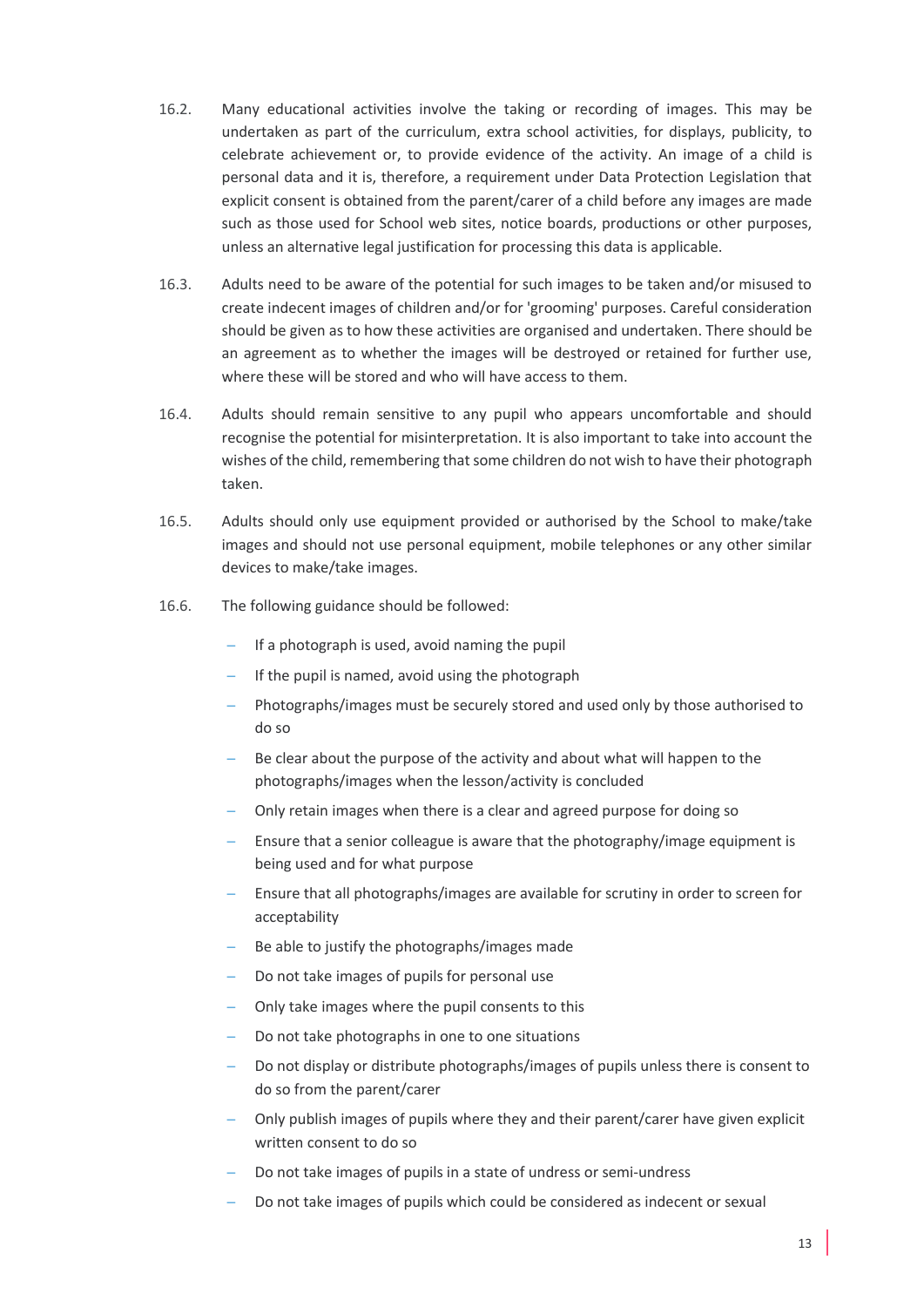16.2. Many educational activities involve the taking or recording of images. This may be undertaken as part of the curriculum, extra school activities, for displays, publicity, to celebrate achievement or, to provide evidence of the activity. An image of a child is personal data and it is, therefore, a requirement under Data Protection Legislation that explicit consent is obtained from the parent/carer of a child before any images are made such as those used for School web sites, notice boards, productions or other purposes, unless an alternative legal justification for processing this data is applicable.

16.3. Adults need to be aware of the potential for such images to be taken and/or misused to create indecent images of children and/or for 'grooming' purposes. Careful consideration should be given as to how these activities are organised and undertaken. There should be an agreement as to whether the images will be destroyed or retained for further use, where these will be stored and who will have access to them.

16.4. Adults should remain sensitive to any pupil who appears uncomfortable and should recognise the potential for misinterpretation. It is also important to take into account the wishes of the child, remembering that some children do not wish to have their photograph taken.

16.5. Adults should only use equipment provided or authorised by the School to make/take images and should not use personal equipment, mobile telephones or any other similar devices to make/take images.

16.6. The following guidance should be followed:

- If a photograph is used, avoid naming the pupil
- If the pupil is named, avoid using the photograph
- Photographs/images must be securely stored and used only by those authorised to do so
- Be clear about the purpose of the activity and about what will happen to the photographs/images when the lesson/activity is concluded
- Only retain images when there is a clear and agreed purpose for doing so
- Ensure that a senior colleague is aware that the photography/image equipment is being used and for what purpose
- Ensure that all photographs/images are available for scrutiny in order to screen for acceptability
- Be able to justify the photographs/images made
- Do not take images of pupils for personal use
- Only take images where the pupil consents to this
- Do not take photographs in one to one situations
- Do not display or distribute photographs/images of pupils unless there is consent to do so from the parent/carer
- Only publish images of pupils where they and their parent/carer have given explicit written consent to do so
- Do not take images of pupils in a state of undress or semi-undress
- Do not take images of pupils which could be considered as indecent or sexual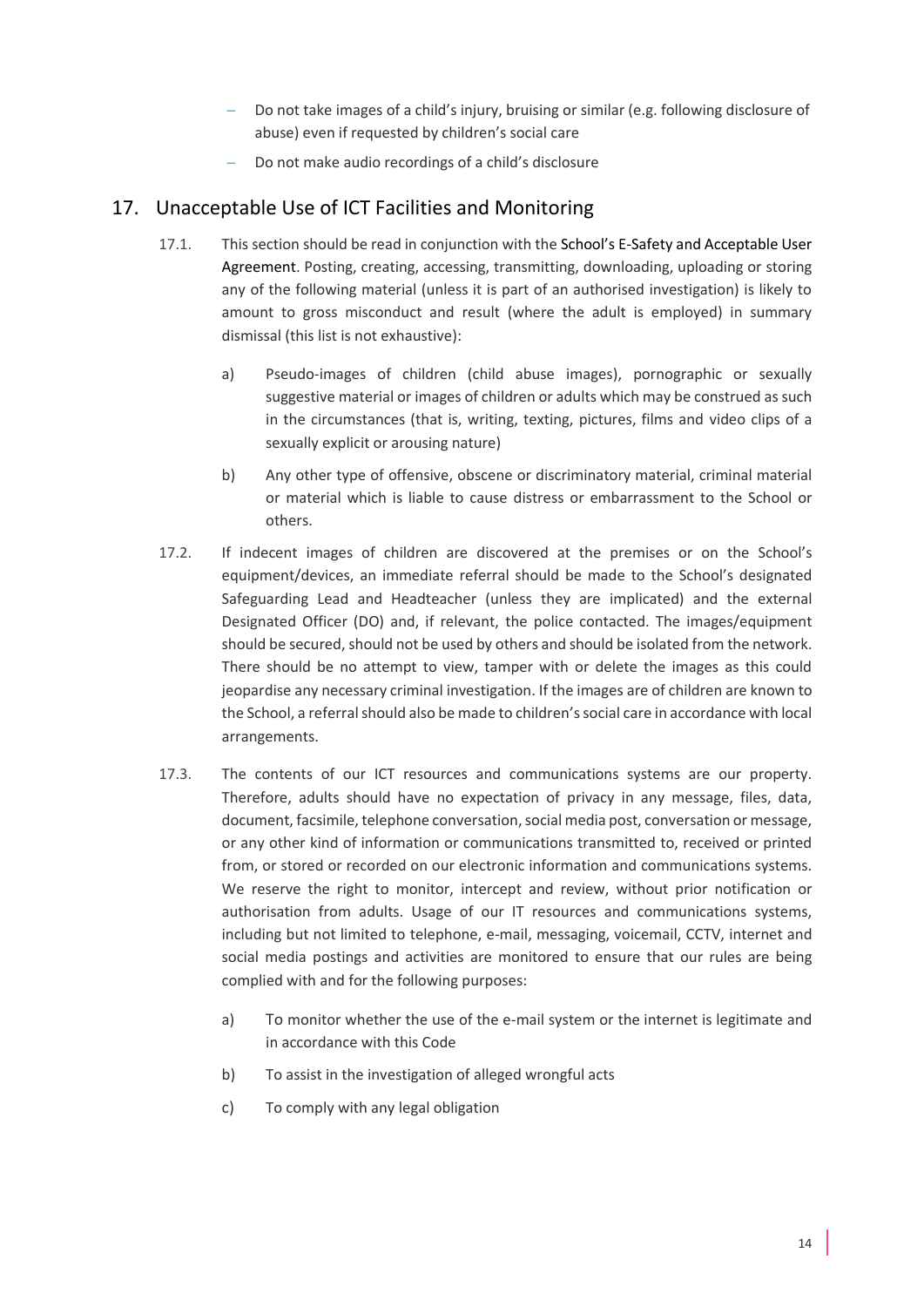- Do not take images of a child's injury, bruising or similar (e.g. following disclosure of abuse) even if requested by children's social care
- Do not make audio recordings of a child's disclosure

## 17. Unacceptable Use of ICT Facilities and Monitoring

17.1. This section should be read in conjunction with the School's E-Safety and Acceptable User Agreement. Posting, creating, accessing, transmitting, downloading, uploading or storing any of the following material (unless it is part of an authorised investigation) is likely to amount to gross misconduct and result (where the adult is employed) in summary dismissal (this list is not exhaustive):

a) Pseudo-images of children (child abuse images), pornographic or sexually suggestive material or images of children or adults which may be construed as such in the circumstances (that is, writing, texting, pictures, films and video clips of a sexually explicit or arousing nature)

b) Any other type of offensive, obscene or discriminatory material, criminal material or material which is liable to cause distress or embarrassment to the School or others.

17.2. If indecent images of children are discovered at the premises or on the School's equipment/devices, an immediate referral should be made to the School's designated Safeguarding Lead and Headteacher (unless they are implicated) and the external Designated Officer (DO) and, if relevant, the police contacted. The images/equipment should be secured, should not be used by others and should be isolated from the network. There should be no attempt to view, tamper with or delete the images as this could jeopardise any necessary criminal investigation. If the images are of children are known to the School, a referral should also be made to children's social care in accordance with local arrangements.

17.3. The contents of our ICT resources and communications systems are our property. Therefore, adults should have no expectation of privacy in any message, files, data, document, facsimile, telephone conversation, social media post, conversation or message, or any other kind of information or communications transmitted to, received or printed from, or stored or recorded on our electronic information and communications systems. We reserve the right to monitor, intercept and review, without prior notification or authorisation from adults. Usage of our IT resources and communications systems, including but not limited to telephone, e-mail, messaging, voicemail, CCTV, internet and social media postings and activities are monitored to ensure that our rules are being complied with and for the following purposes:

a) To monitor whether the use of the e-mail system or the internet is legitimate and in accordance with this Code

b) To assist in the investigation of alleged wrongful acts

c) To comply with any legal obligation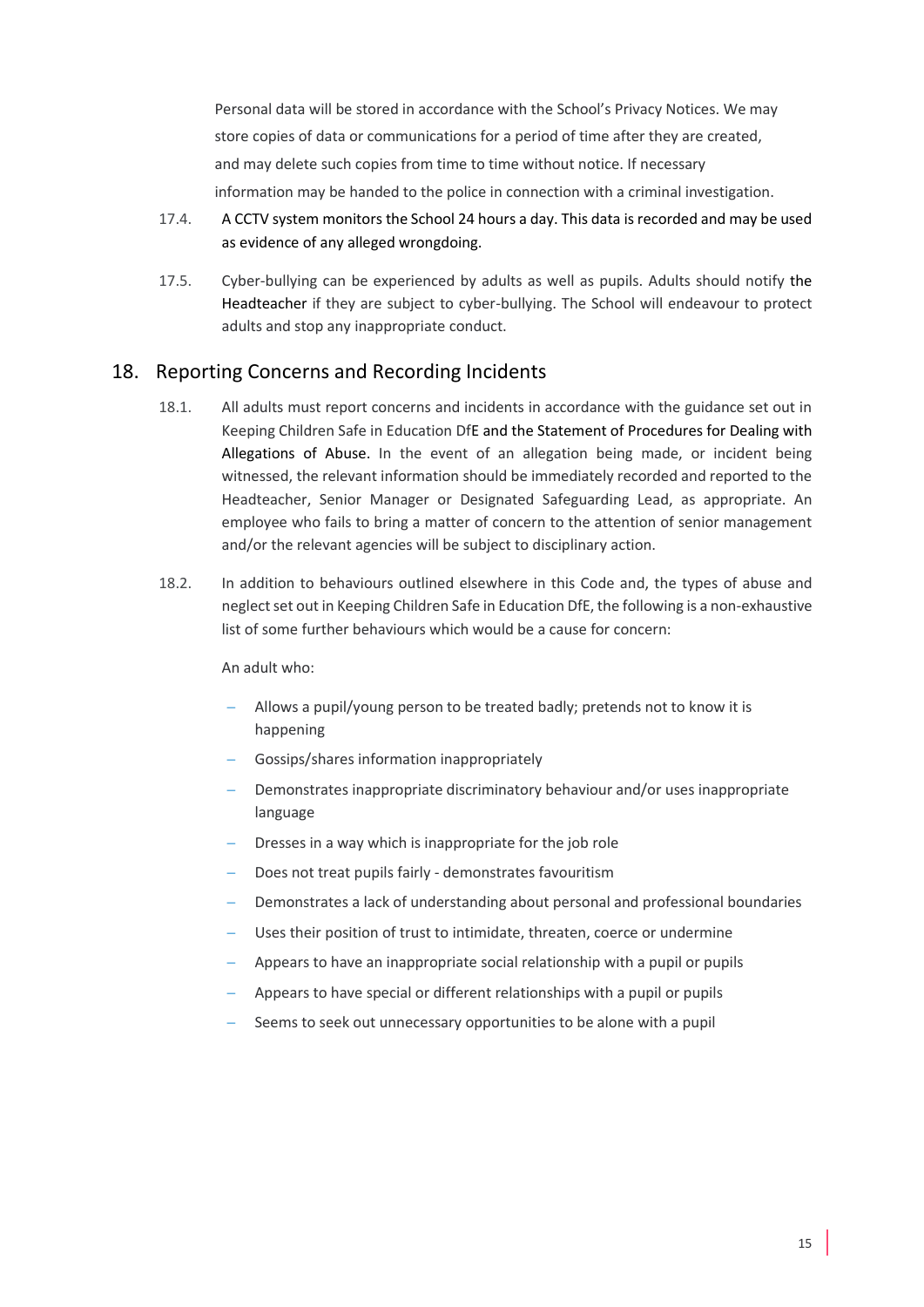Personal data will be stored in accordance with the School's Privacy Notices. We may store copies of data or communications for a period of time after they are created, and may delete such copies from time to time without notice. If necessary information may be handed to the police in connection with a criminal investigation.

17.4. A CCTV system monitors the School 24 hours a day. This data is recorded and may be used as evidence of any alleged wrongdoing.

17.5. Cyber-bullying can be experienced by adults as well as pupils. Adults should notify the Headteacher if they are subject to cyber-bullying. The School will endeavour to protect adults and stop any inappropriate conduct.

## 18. Reporting Concerns and Recording Incidents

18.1. All adults must report concerns and incidents in accordance with the guidance set out in Keeping Children Safe in Education DfE and the Statement of Procedures for Dealing with Allegations of Abuse. In the event of an allegation being made, or incident being witnessed, the relevant information should be immediately recorded and reported to the Headteacher, Senior Manager or Designated Safeguarding Lead, as appropriate. An employee who fails to bring a matter of concern to the attention of senior management and/or the relevant agencies will be subject to disciplinary action.

18.2. In addition to behaviours outlined elsewhere in this Code and, the types of abuse and neglect set out in Keeping Children Safe in Education DfE, the following is a non-exhaustive list of some further behaviours which would be a cause for concern:

An adult who:

- Allows a pupil/young person to be treated badly; pretends not to know it is happening
- Gossips/shares information inappropriately
- Demonstrates inappropriate discriminatory behaviour and/or uses inappropriate language
- Dresses in a way which is inappropriate for the job role
- Does not treat pupils fairly - demonstrates favouritism
- Demonstrates a lack of understanding about personal and professional boundaries
- Uses their position of trust to intimidate, threaten, coerce or undermine
- Appears to have an inappropriate social relationship with a pupil or pupils
- Appears to have special or different relationships with a pupil or pupils
- Seems to seek out unnecessary opportunities to be alone with a pupil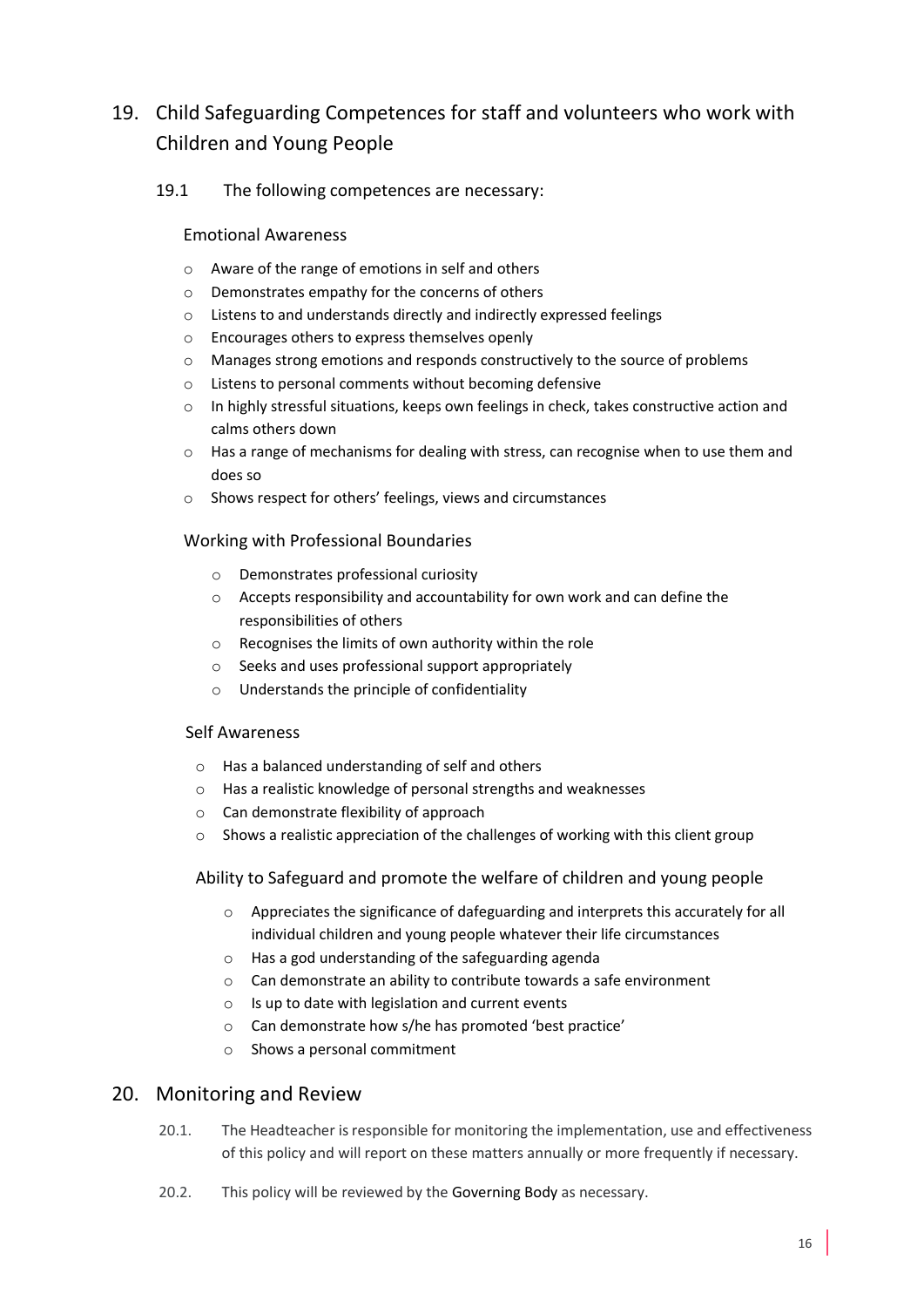## 19. Child Safeguarding Competences for staff and volunteers who work with Children and Young People

19.1 The following competences are necessary:

### Emotional Awareness

- Aware of the range of emotions in self and others
- Demonstrates empathy for the concerns of others
- Listens to and understands directly and indirectly expressed feelings
- Encourages others to express themselves openly
- Manages strong emotions and responds constructively to the source of problems
- Listens to personal comments without becoming defensive
- In highly stressful situations, keeps own feelings in check, takes constructive action and calms others down
- Has a range of mechanisms for dealing with stress, can recognise when to use them and does so
- Shows respect for others' feelings, views and circumstances

### Working with Professional Boundaries

- Demonstrates professional curiosity
- Accepts responsibility and accountability for own work and can define the responsibilities of others
- Recognises the limits of own authority within the role
- Seeks and uses professional support appropriately
- Understands the principle of confidentiality

### Self Awareness

- Has a balanced understanding of self and others
- Has a realistic knowledge of personal strengths and weaknesses
- Can demonstrate flexibility of approach
- Shows a realistic appreciation of the challenges of working with this client group

### Ability to Safeguard and promote the welfare of children and young people

- Appreciates the significance of dafeguarding and interprets this accurately for all individual children and young people whatever their life circumstances
- Has a god understanding of the safeguarding agenda
- Can demonstrate an ability to contribute towards a safe environment
- Is up to date with legislation and current events
- Can demonstrate how s/he has promoted 'best practice'
- Shows a personal commitment

## 20. Monitoring and Review

20.1. The Headteacher is responsible for monitoring the implementation, use and effectiveness of this policy and will report on these matters annually or more frequently if necessary.

20.2. This policy will be reviewed by the Governing Body as necessary.